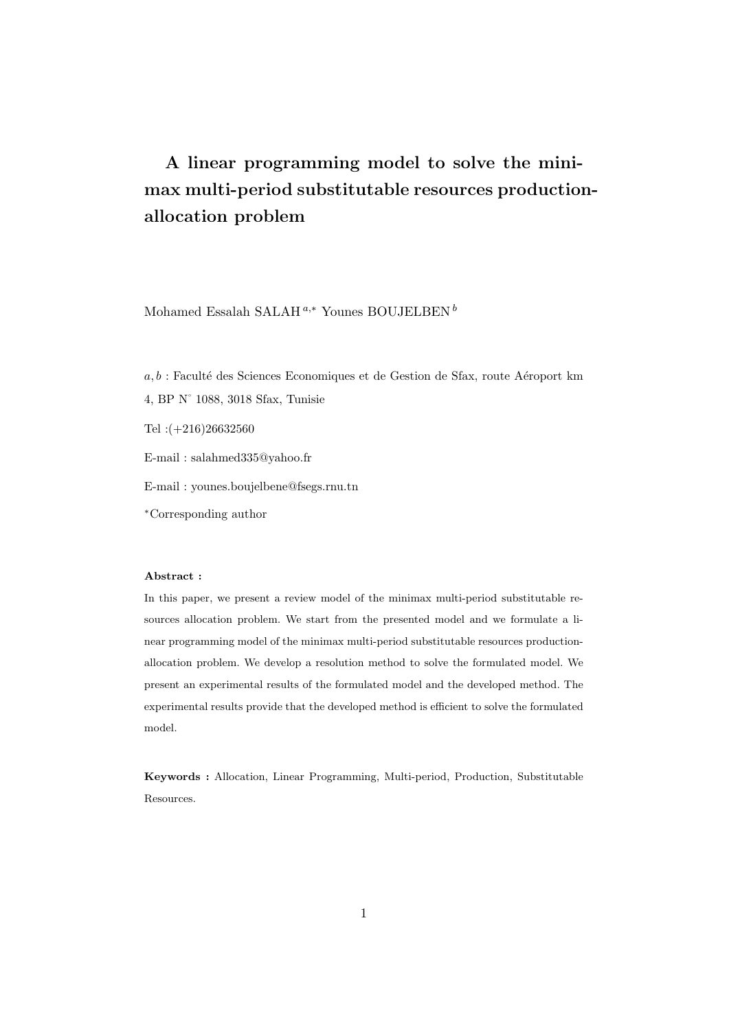# A linear programming model to solve the minimax multi-period substitutable resources production-allocation problem

Mohamed Essalah SALAH [a,*] Younes BOUJELBEN [b]

$a, b$ : Faculté des Sciences Economiques et de Gestion de Sfax, route Aéroport km 4, BP N° 1088, 3018 Sfax, Tunisie

Tel :(+216)26632560

E-mail : salahmed335@yahoo.fr

E-mail : younes.boujelbene@fsegs.rnu.tn

[*]Corresponding author

**Abstract :**

In this paper, we present a review model of the minimax multi-period substitutable resources allocation problem. We start from the presented model and we formulate a linear programming model of the minimax multi-period substitutable resources production-allocation problem. We develop a resolution method to solve the formulated model. We present an experimental results of the formulated model and the developed method. The experimental results provide that the developed method is efficient to solve the formulated model.

**Keywords :** Allocation, Linear Programming, Multi-period, Production, Substitutable Resources.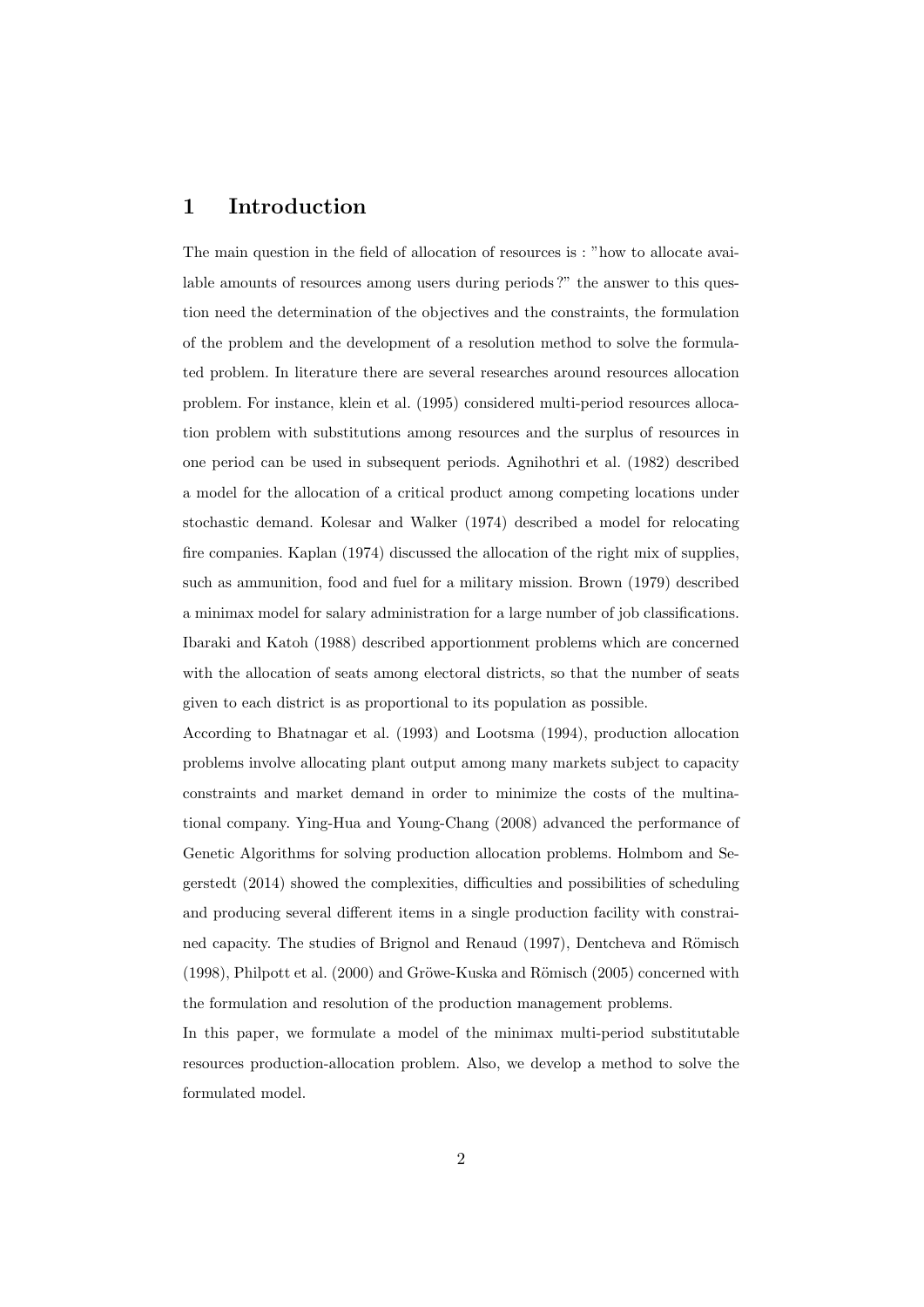# 1 Introduction

The main question in the field of allocation of resources is : "how to allocate available amounts of resources among users during periods ?" the answer to this question need the determination of the objectives and the constraints, the formulation of the problem and the development of a resolution method to solve the formulated problem. In literature there are several researches around resources allocation problem. For instance, klein et al. (1995) considered multi-period resources allocation problem with substitutions among resources and the surplus of resources in one period can be used in subsequent periods. Agnihothri et al. (1982) described a model for the allocation of a critical product among competing locations under stochastic demand. Kolesar and Walker (1974) described a model for relocating fire companies. Kaplan (1974) discussed the allocation of the right mix of supplies, such as ammunition, food and fuel for a military mission. Brown (1979) described a minimax model for salary administration for a large number of job classifications. Ibaraki and Katoh (1988) described apportionment problems which are concerned with the allocation of seats among electoral districts, so that the number of seats given to each district is as proportional to its population as possible.

According to Bhatnagar et al. (1993) and Lootsma (1994), production allocation problems involve allocating plant output among many markets subject to capacity constraints and market demand in order to minimize the costs of the multinational company. Ying-Hua and Younge-Chang (2008) advanced the performance of Genetic Algorithms for solving production allocation problems. Holmbom and Segerstedt (2014) showed the complexities, difficulties and possibilities of scheduling and producing several different items in a single production facility with constrained capacity. The studies of Brignol and Renaud (1997), Dentcheva and Römisch (1998), Philpott et al. (2000) and Gröwe-Kuska and Römisch (2005) concerned with the formulation and resolution of the production management problems.

In this paper, we formulate a model of the minimax multi-period substitutable resources production-allocation problem. Also, we develop a method to solve the formulated model.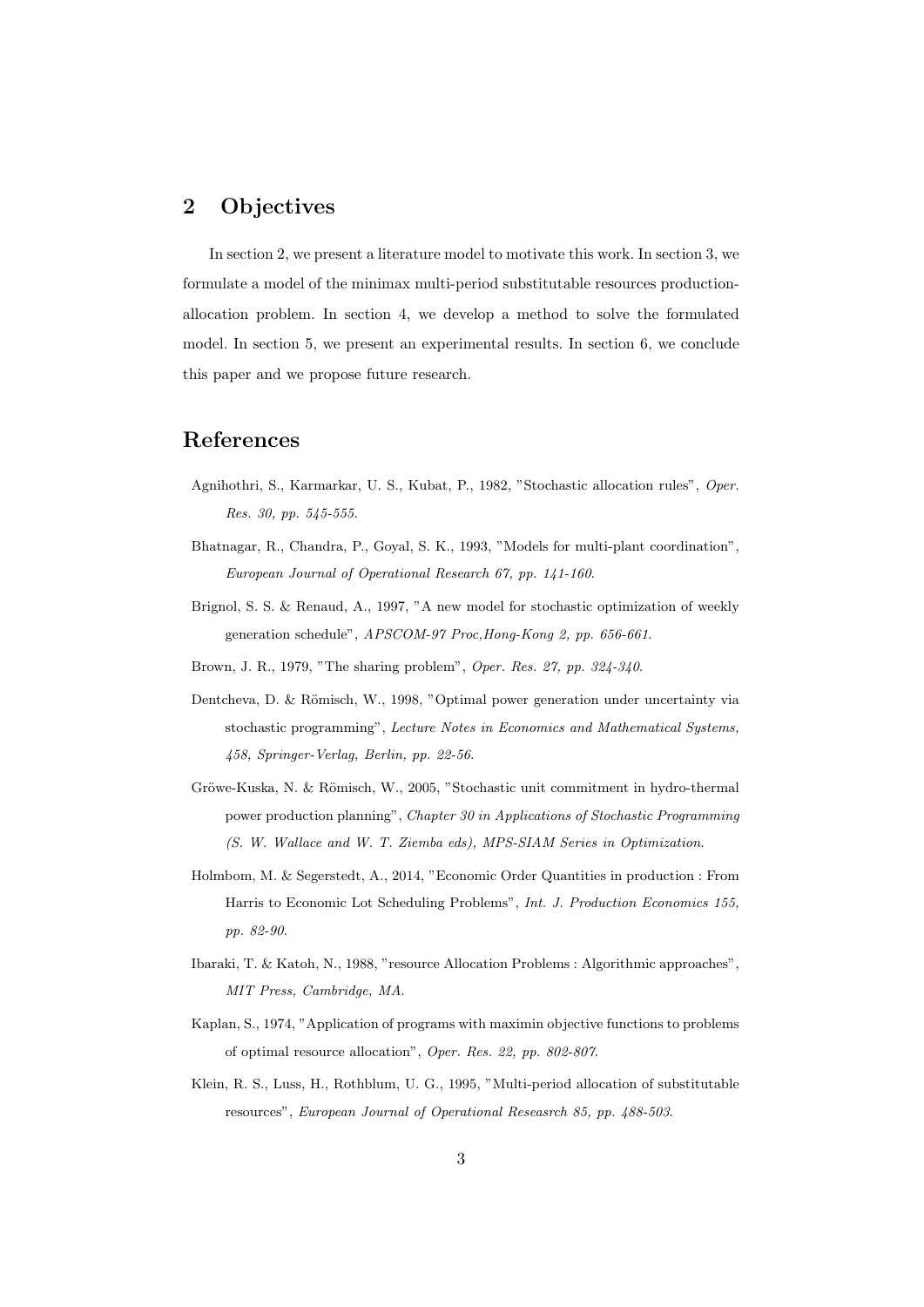## 2 Objectives

In section 2, we present a literature model to motivate this work. In section 3, we formulate a model of the minimax multi-period substitutable resources production-allocation problem. In section 4, we develop a method to solve the formulated model. In section 5, we present an experimental results. In section 6, we conclude this paper and we propose future research.

## References

Agnihothri, S., Karmarkar, U. S., Kubat, P., 1982, "Stochastic allocation rules", *Oper. Res. 30, pp. 545-555.*

Bhatnagar, R., Chandra, P., Goyal, S. K., 1993, "Models for multi-plant coordination", *European Journal of Operational Research 67, pp. 141-160.*

Brignol, S. S. & Renaud, A., 1997, "A new model for stochastic optimization of weekly generation schedule", *APSCOM-97 Proc,Hong-Kong 2, pp. 656-661.*

Brown, J. R., 1979, "The sharing problem", *Oper. Res. 27, pp. 324-340.*

Dentcheva, D. & Römisch, W., 1998, "Optimal power generation under uncertainty via stochastic programming", *Lecture Notes in Economics and Mathematical Systems, 458, Springer-Verlag, Berlin, pp. 22-56.*

Gröwe-Kuska, N. & Römisch, W., 2005, "Stochastic unit commitment in hydro-thermal power production planning", *Chapter 30 in Applications of Stochastic Programming (S. W. Wallace and W. T. Ziemba eds), MPS-SIAM Series in Optimization.*

Holmbom, M. & Segerstedt, A., 2014, "Economic Order Quantities in production : From Harris to Economic Lot Scheduling Problems", *Int. J. Production Economics 155, pp. 82-90.*

Ibaraki, T. & Katoh, N., 1988, "resource Allocation Problems : Algorithmic approaches", *MIT Press, Cambridge, MA.*

Kaplan, S., 1974, "Application of programs with maximin objective functions to problems of optimal resource allocation", *Oper. Res. 22, pp. 802-807.*

Klein, R. S., Luss, H., Rothblum, U. G., 1995, "Multi-period allocation of substitutable resources", *European Journal of Operational Reseasrch 85, pp. 488-503.*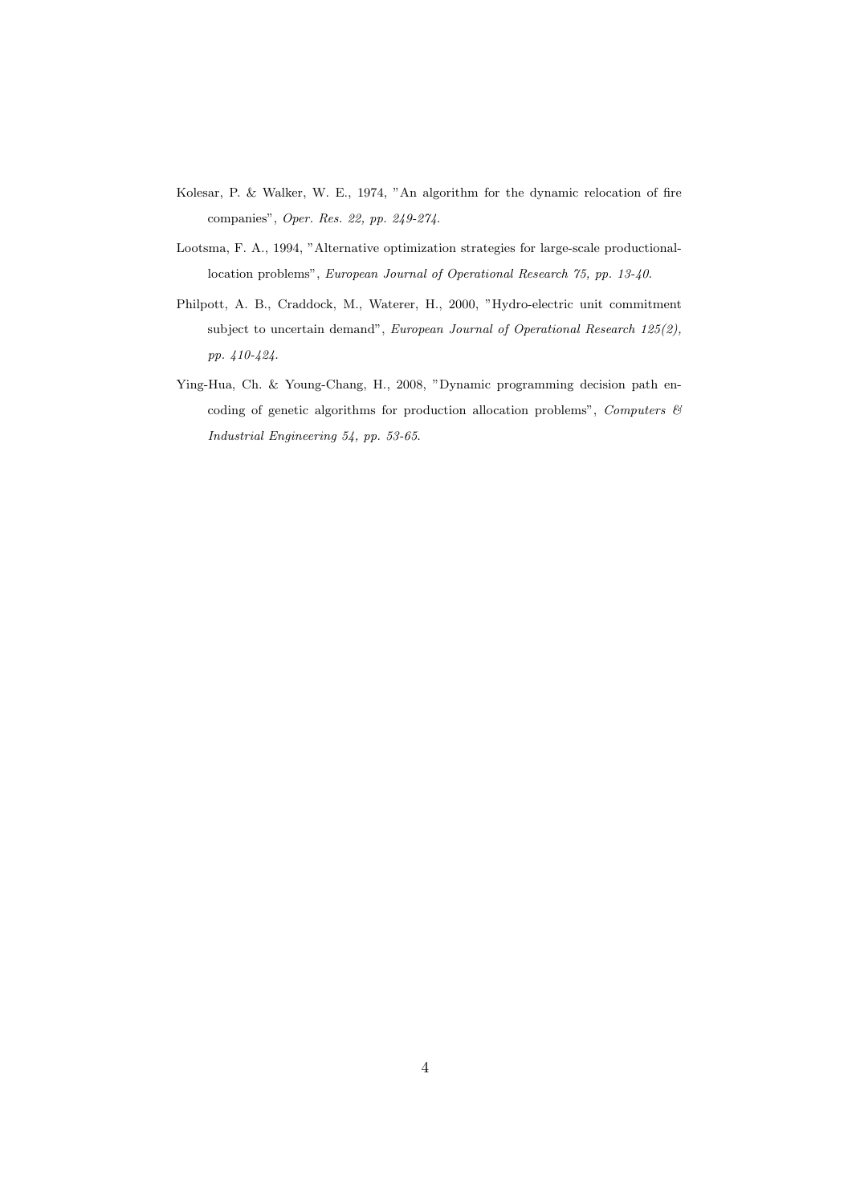Kolesar, P. & Walker, W. E., 1974, "An algorithm for the dynamic relocation of fire companies", *Oper. Res. 22, pp. 249-274.*

Lootsma, F. A., 1994, "Alternative optimization strategies for large-scale productional-location problems", *European Journal of Operational Research 75, pp. 13-40.*

Philpott, A. B., Craddock, M., Waterer, H., 2000, "Hydro-electric unit commitment subject to uncertain demand", *European Journal of Operational Research 125(2), pp. 410-424.*

Ying-Hua, Ch. & Young-Chang, H., 2008, "Dynamic programming decision path encoding of genetic algorithms for production allocation problems", *Computers & Industrial Engineering 54, pp. 53-65.*